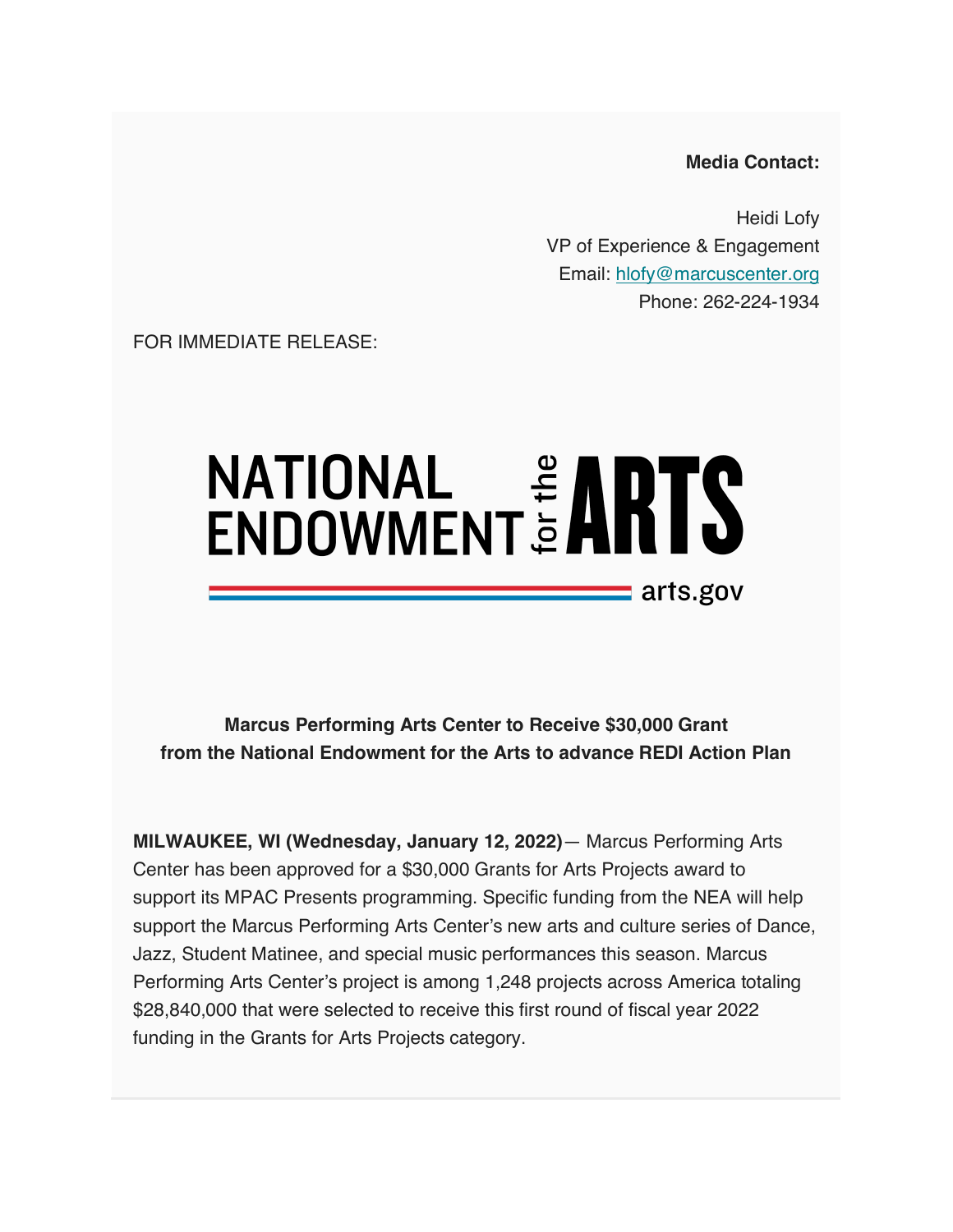**Media Contact:**

Heidi Lofy
VP of Experience & Engagement
Email: hlofy@marcuscenter.org
Phone: 262-224-1934

FOR IMMEDIATE RELEASE:

NATIONAL ENDOWMENT for the ARTS
arts.gov

**Marcus Performing Arts Center to Receive $30,000 Grant from the National Endowment for the Arts to advance REDI Action Plan**

**MILWAUKEE, WI (Wednesday, January 12, 2022)**— Marcus Performing Arts Center has been approved for a $30,000 Grants for Arts Projects award to support its MPAC Presents programming. Specific funding from the NEA will help support the Marcus Performing Arts Center's new arts and culture series of Dance, Jazz, Student Matinee, and special music performances this season. Marcus Performing Arts Center's project is among 1,248 projects across America totaling $28,840,000 that were selected to receive this first round of fiscal year 2022 funding in the Grants for Arts Projects category.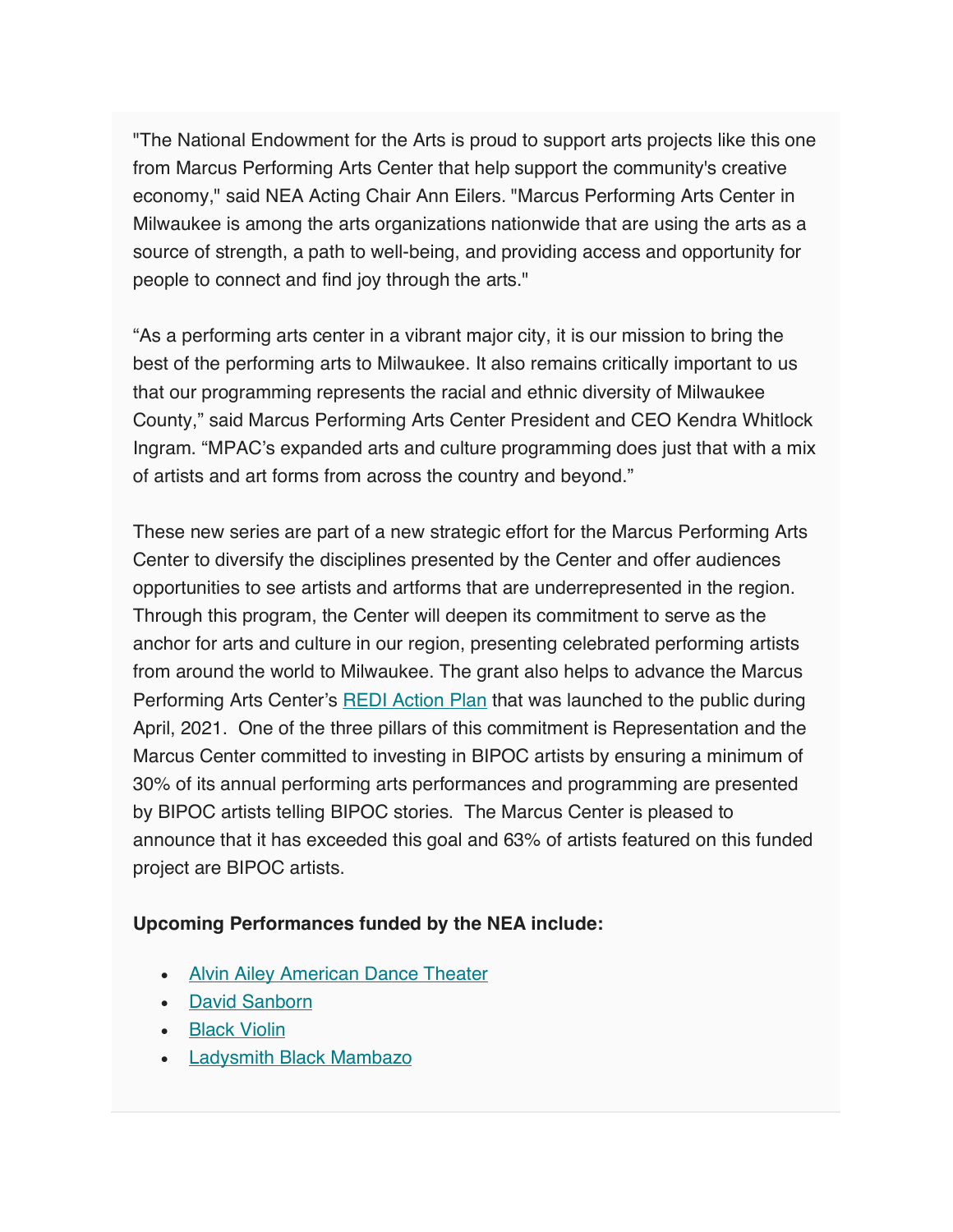"The National Endowment for the Arts is proud to support arts projects like this one from Marcus Performing Arts Center that help support the community's creative economy," said NEA Acting Chair Ann Eilers. "Marcus Performing Arts Center in Milwaukee is among the arts organizations nationwide that are using the arts as a source of strength, a path to well-being, and providing access and opportunity for people to connect and find joy through the arts."

“As a performing arts center in a vibrant major city, it is our mission to bring the best of the performing arts to Milwaukee. It also remains critically important to us that our programming represents the racial and ethnic diversity of Milwaukee County,” said Marcus Performing Arts Center President and CEO Kendra Whitlock Ingram. “MPAC’s expanded arts and culture programming does just that with a mix of artists and art forms from across the country and beyond.”

These new series are part of a new strategic effort for the Marcus Performing Arts Center to diversify the disciplines presented by the Center and offer audiences opportunities to see artists and artforms that are underrepresented in the region. Through this program, the Center will deepen its commitment to serve as the anchor for arts and culture in our region, presenting celebrated performing artists from around the world to Milwaukee. The grant also helps to advance the Marcus Performing Arts Center’s REDI Action Plan that was launched to the public during April, 2021. One of the three pillars of this commitment is Representation and the Marcus Center committed to investing in BIPOC artists by ensuring a minimum of 30% of its annual performing arts performances and programming are presented by BIPOC artists telling BIPOC stories. The Marcus Center is pleased to announce that it has exceeded this goal and 63% of artists featured on this funded project are BIPOC artists.

**Upcoming Performances funded by the NEA include:**

- Alvin Ailey American Dance Theater
- David Sanborn
- Black Violin
- Ladysmith Black Mambazo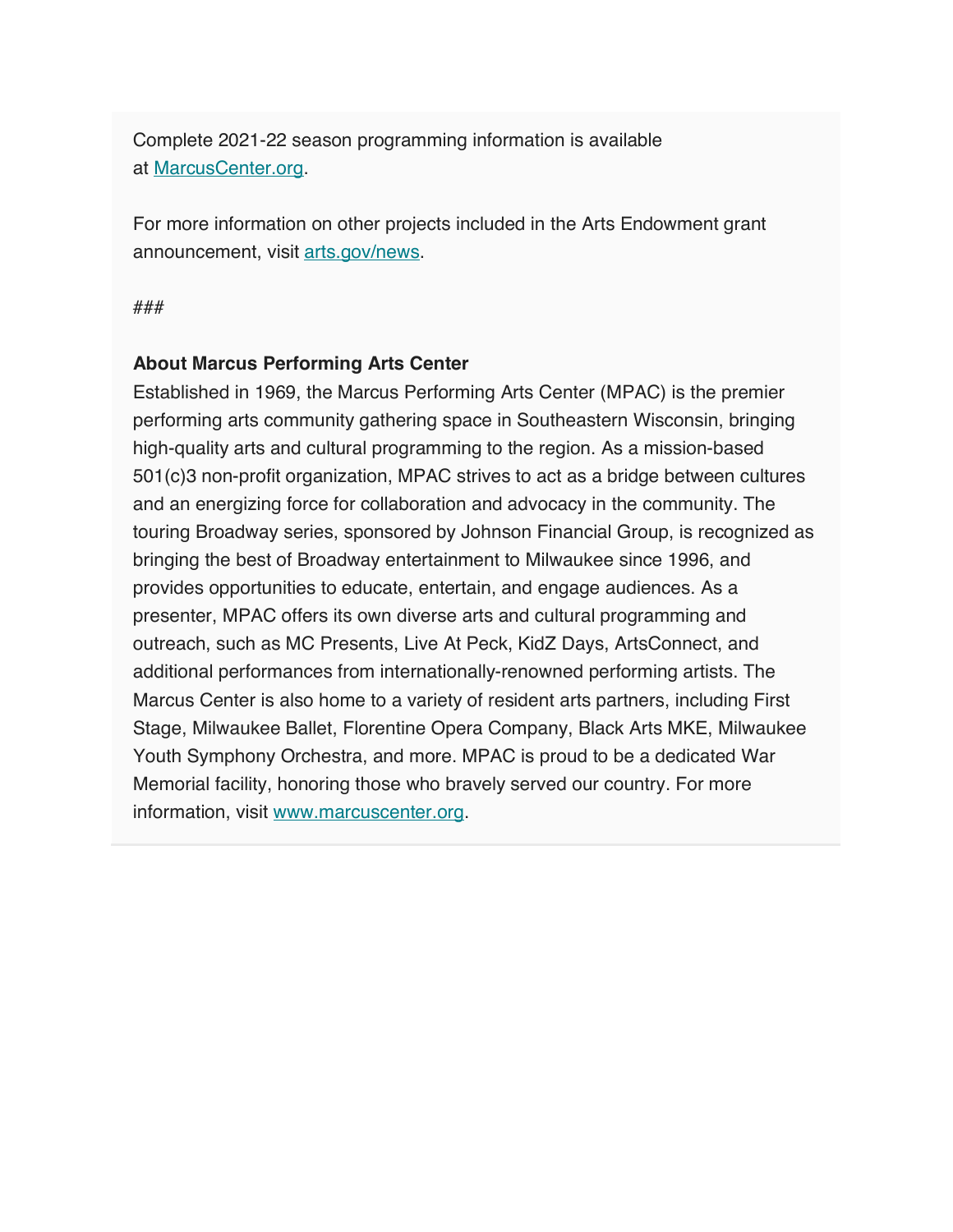Complete 2021-22 season programming information is available at [MarcusCenter.org](https://MarcusCenter.org).

For more information on other projects included in the Arts Endowment grant announcement, visit [arts.gov/news](https://arts.gov/news).

###

**About Marcus Performing Arts Center**
Established in 1969, the Marcus Performing Arts Center (MPAC) is the premier performing arts community gathering space in Southeastern Wisconsin, bringing high-quality arts and cultural programming to the region. As a mission-based 501(c)3 non-profit organization, MPAC strives to act as a bridge between cultures and an energizing force for collaboration and advocacy in the community. The touring Broadway series, sponsored by Johnson Financial Group, is recognized as bringing the best of Broadway entertainment to Milwaukee since 1996, and provides opportunities to educate, entertain, and engage audiences. As a presenter, MPAC offers its own diverse arts and cultural programming and outreach, such as MC Presents, Live At Peck, KidZ Days, ArtsConnect, and additional performances from internationally-renowned performing artists. The Marcus Center is also home to a variety of resident arts partners, including First Stage, Milwaukee Ballet, Florentine Opera Company, Black Arts MKE, Milwaukee Youth Symphony Orchestra, and more. MPAC is proud to be a dedicated War Memorial facility, honoring those who bravely served our country. For more information, visit [www.marcuscenter.org](http://www.marcuscenter.org).